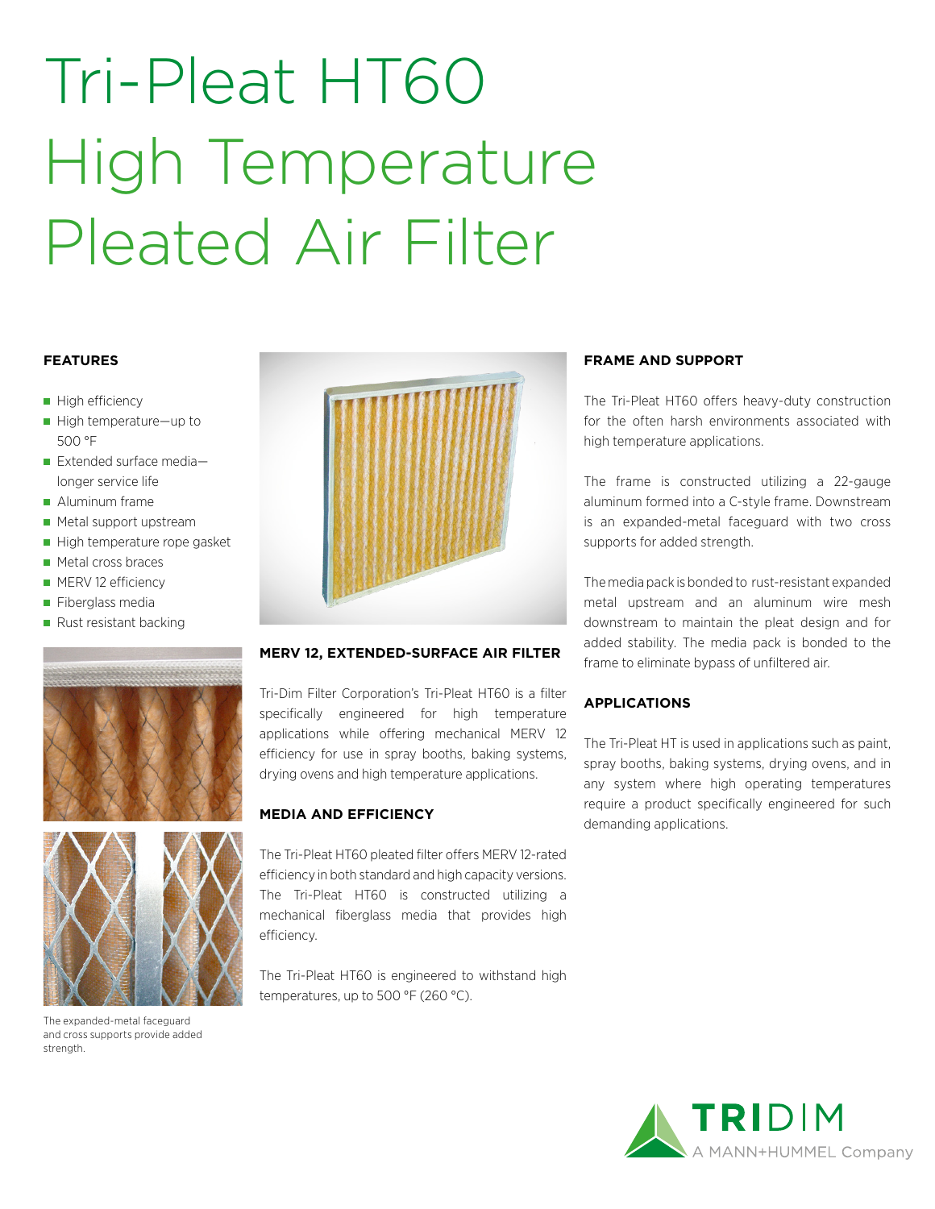# Tri-Pleat HT60 High Temperature Pleated Air Filter

### FEATURES

- High efficiency
- High temperature—up to 500 °F
- Extended surface media—longer service life
- Aluminum frame
- Metal support upstream
- High temperature rope gasket
- Metal cross braces
- MERV 12 efficiency
- Fiberglass media
- Rust resistant backing

The expanded-metal faceguard and cross supports provide added strength.

### MERV 12, EXTENDED-SURFACE AIR FILTER

Tri-Dim Filter Corporation's Tri-Pleat HT60 is a filter specifically engineered for high temperature applications while offering mechanical MERV 12 efficiency for use in spray booths, baking systems, drying ovens and high temperature applications.

### MEDIA AND EFFICIENCY

The Tri-Pleat HT60 pleated filter offers MERV 12-rated efficiency in both standard and high capacity versions. The Tri-Pleat HT60 is constructed utilizing a mechanical fiberglass media that provides high efficiency.

The Tri-Pleat HT60 is engineered to withstand high temperatures, up to 500 °F (260 °C).

### FRAME AND SUPPORT

The Tri-Pleat HT60 offers heavy-duty construction for the often harsh environments associated with high temperature applications.

The frame is constructed utilizing a 22-gauge aluminum formed into a C-style frame. Downstream is an expanded-metal faceguard with two cross supports for added strength.

The media pack is bonded to rust-resistant expanded metal upstream and an aluminum wire mesh downstream to maintain the pleat design and for added stability. The media pack is bonded to the frame to eliminate bypass of unfiltered air.

### APPLICATIONS

The Tri-Pleat HT is used in applications such as paint, spray booths, baking systems, drying ovens, and in any system where high operating temperatures require a product specifically engineered for such demanding applications.

TRIDIM
A MANN+HUMMEL Company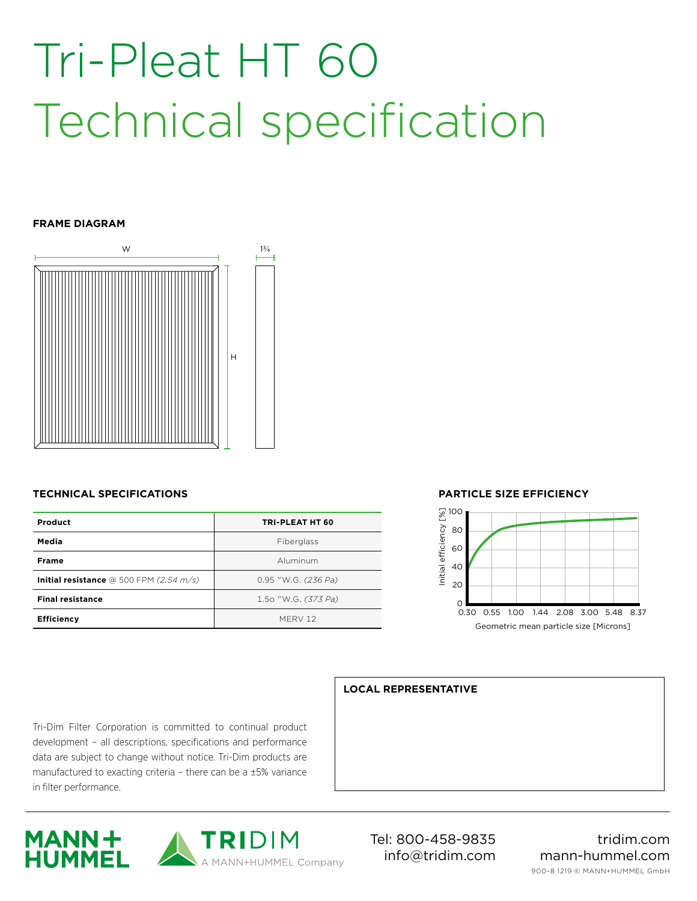# Tri-Pleat HT 60
# Technical specification

### FRAME DIAGRAM

W

1¾

H

### TECHNICAL SPECIFICATIONS

| Product | TRI-PLEAT HT 60 |
|---|---|
| **Media** | Fiberglass |
| **Frame** | Aluminum |
| **Initial resistance** @ 500 FPM *(2.54 m/s)* | 0.95 "W.G. *(236 Pa)* |
| **Final resistance** | 1.5o "W.G. *(373 Pa)* |
| **Efficiency** | MERV 12 |

### PARTICLE SIZE EFFICIENCY

Initial efficiency [%]

100
80
60
40
20
0

0.30 0.55 1.00 1.44 2.08 3.00 5.48 8.37

Geometric mean particle size [Microns]

Tri-Dim Filter Corporation is committed to continual product development – all descriptions, specifications and performance data are subject to change without notice. Tri-Dim products are manufactured to exacting criteria – there can be a ±5% variance in filter performance.

### LOCAL REPRESENTATIVE

MANN+HUMMEL

TRIDIM
A MANN+HUMMEL Company

Tel: 800-458-9835
info@tridim.com

tridim.com
mann-hummel.com

900-8 1219 © MANN+HUMMEL GmbH